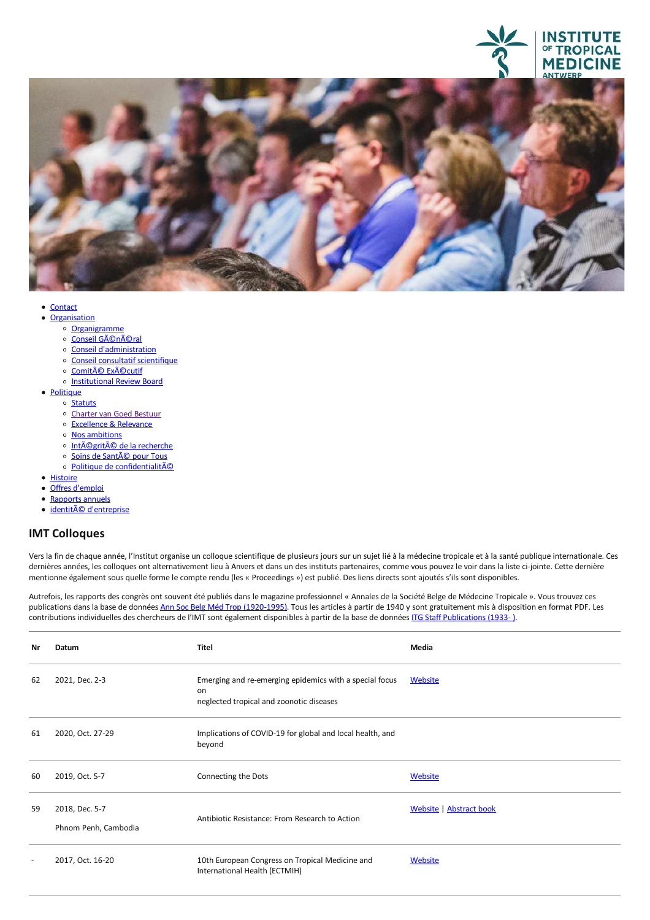- Contact
- Organisation
  - Organigramme
  - Conseil GÃ©nÃ©ral
  - Conseil d'administration
  - Conseil consultatif scientifique
  - ComitÃ© ExÃ©cutif
  - Institutional Review Board
- Politique
  - Statuts
  - Charter van Goed Bestuur
  - Excellence & Relevance
  - Nos ambitions
  - IntÃ©gritÃ© de la recherche
  - Soins de SantÃ© pour Tous
  - Politique de confidentialitÃ©
- Histoire
- Offres d'emploi
- Rapports annuels
- identitÃ© d'entreprise

## IMT Colloques

Vers la fin de chaque année, l'Institut organise un colloque scientifique de plusieurs jours sur un sujet lié à la médecine tropicale et à la santé publique internationale. Ces dernières années, les colloques ont alternativement lieu à Anvers et dans un des instituts partenaires, comme vous pouvez le voir dans la liste ci-jointe. Cette dernière mentionne également sous quelle forme le compte rendu (les « Proceedings ») est publié. Des liens directs sont ajoutés s'ils sont disponibles.

Autrefois, les rapports des congrès ont souvent été publiés dans le magazine professionnel « Annales de la Société Belge de Médecine Tropicale ». Vous trouvez ces publications dans la base de données Ann Soc Belg Méd Trop (1920-1995). Tous les articles à partir de 1940 y sont gratuitement mis à disposition en format PDF. Les contributions individuelles des chercheurs de l'IMT sont également disponibles à partir de la base de données ITG Staff Publications (1933- ).

| Nr | Datum | Titel | Media |
|---|---|---|---|
| 62 | 2021, Dec. 2-3 | Emerging and re-emerging epidemics with a special focus on neglected tropical and zoonotic diseases | Website |
| 61 | 2020, Oct. 27-29 | Implications of COVID-19 for global and local health, and beyond | |
| 60 | 2019, Oct. 5-7 | Connecting the Dots | Website |
| 59 | 2018, Dec. 5-7<br>Phnom Penh, Cambodia | Antibiotic Resistance: From Research to Action | Website \| Abstract book |
| - | 2017, Oct. 16-20 | 10th European Congress on Tropical Medicine and International Health (ECTMIH) | Website |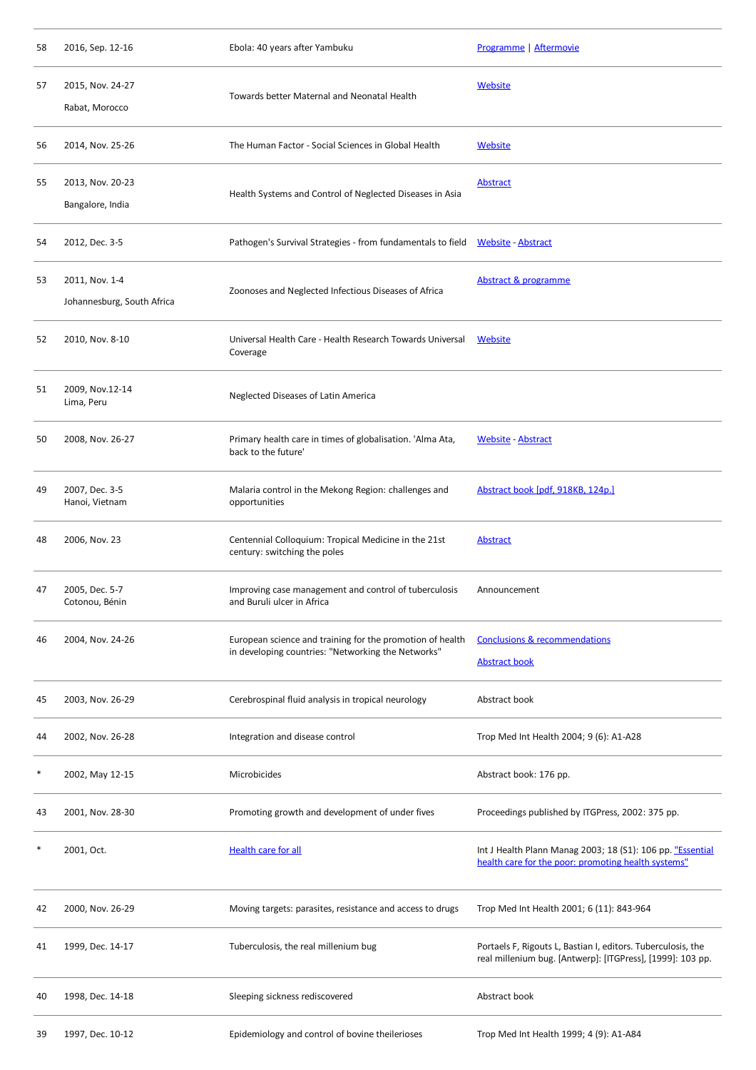| | | | |
|---|---|---|---|
| 58 | 2016, Sep. 12-16 | Ebola: 40 years after Yambuku | Programme \| Aftermovie |
| 57 | 2015, Nov. 24-27<br>Rabat, Morocco | Towards better Maternal and Neonatal Health | Website |
| 56 | 2014, Nov. 25-26 | The Human Factor - Social Sciences in Global Health | Website |
| 55 | 2013, Nov. 20-23<br>Bangalore, India | Health Systems and Control of Neglected Diseases in Asia | Abstract |
| 54 | 2012, Dec. 3-5 | Pathogen's Survival Strategies - from fundamentals to field | Website - Abstract |
| 53 | 2011, Nov. 1-4<br>Johannesburg, South Africa | Zoonoses and Neglected Infectious Diseases of Africa | Abstract & programme |
| 52 | 2010, Nov. 8-10 | Universal Health Care - Health Research Towards Universal Coverage | Website |
| 51 | 2009, Nov.12-14<br>Lima, Peru | Neglected Diseases of Latin America | |
| 50 | 2008, Nov. 26-27 | Primary health care in times of globalisation. 'Alma Ata, back to the future' | Website - Abstract |
| 49 | 2007, Dec. 3-5<br>Hanoi, Vietnam | Malaria control in the Mekong Region: challenges and opportunities | Abstract book [pdf, 918KB, 124p.] |
| 48 | 2006, Nov. 23 | Centennial Colloquium: Tropical Medicine in the 21st century: switching the poles | Abstract |
| 47 | 2005, Dec. 5-7<br>Cotonou, Bénin | Improving case management and control of tuberculosis and Buruli ulcer in Africa | Announcement |
| 46 | 2004, Nov. 24-26 | European science and training for the promotion of health in developing countries: "Networking the Networks" | Conclusions & recommendations<br>Abstract book |
| 45 | 2003, Nov. 26-29 | Cerebrospinal fluid analysis in tropical neurology | Abstract book |
| 44 | 2002, Nov. 26-28 | Integration and disease control | Trop Med Int Health 2004; 9 (6): A1-A28 |
| * | 2002, May 12-15 | Microbicides | Abstract book: 176 pp. |
| 43 | 2001, Nov. 28-30 | Promoting growth and development of under fives | Proceedings published by ITGPress, 2002: 375 pp. |
| * | 2001, Oct. | Health care for all | Int J Health Plann Manag 2003; 18 (S1): 106 pp. "Essential health care for the poor: promoting health systems" |
| 42 | 2000, Nov. 26-29 | Moving targets: parasites, resistance and access to drugs | Trop Med Int Health 2001; 6 (11): 843-964 |
| 41 | 1999, Dec. 14-17 | Tuberculosis, the real millenium bug | Portaels F, Rigouts L, Bastian I, editors. Tuberculosis, the real millenium bug. [Antwerp]: [ITGPress], [1999]: 103 pp. |
| 40 | 1998, Dec. 14-18 | Sleeping sickness rediscovered | Abstract book |
| 39 | 1997, Dec. 10-12 | Epidemiology and control of bovine theilerioses | Trop Med Int Health 1999; 4 (9): A1-A84 |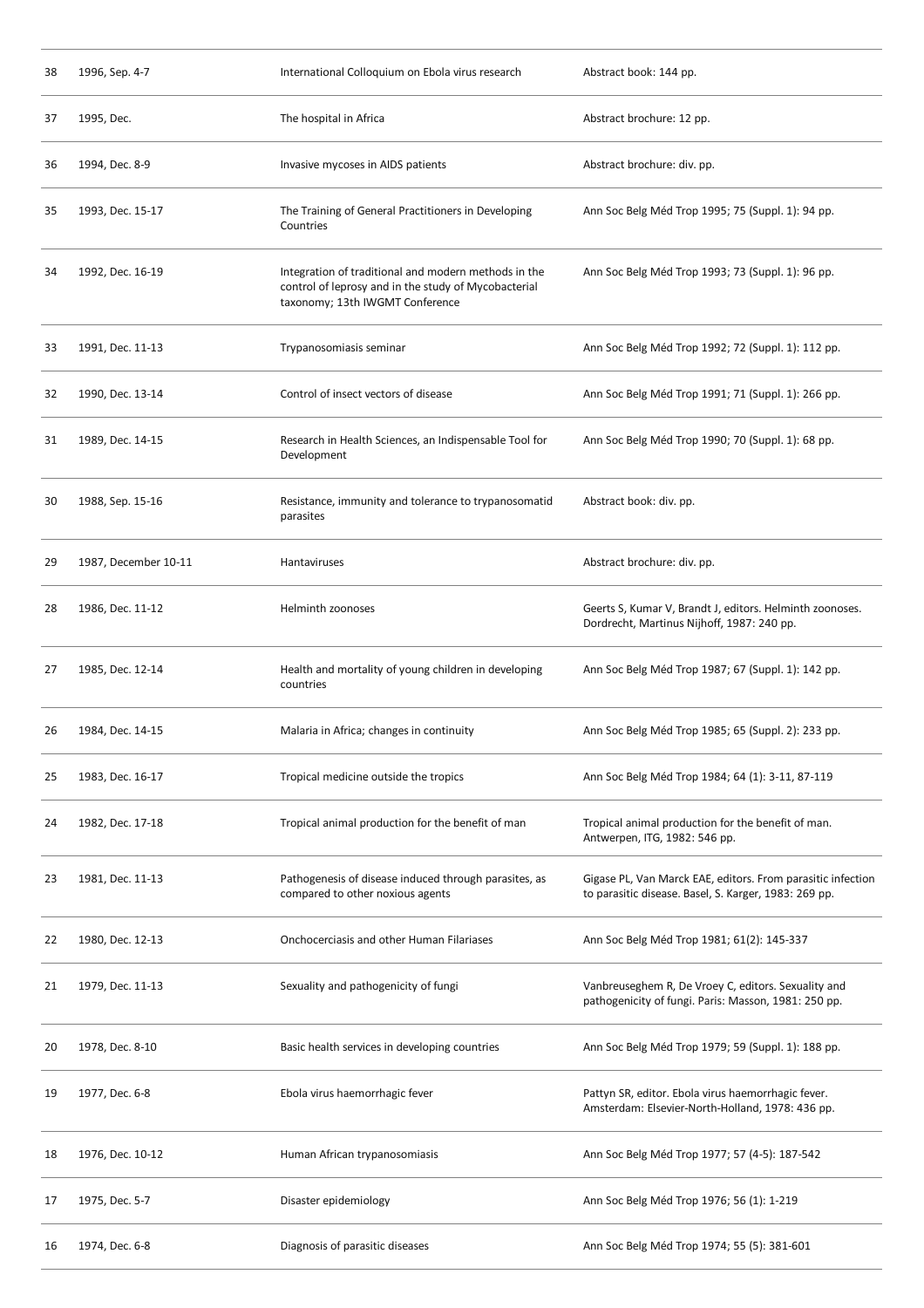| | | | |
|---|---|---|---|
| 38 | 1996, Sep. 4-7 | International Colloquium on Ebola virus research | Abstract book: 144 pp. |
| 37 | 1995, Dec. | The hospital in Africa | Abstract brochure: 12 pp. |
| 36 | 1994, Dec. 8-9 | Invasive mycoses in AIDS patients | Abstract brochure: div. pp. |
| 35 | 1993, Dec. 15-17 | The Training of General Practitioners in Developing Countries | Ann Soc Belg Méd Trop 1995; 75 (Suppl. 1): 94 pp. |
| 34 | 1992, Dec. 16-19 | Integration of traditional and modern methods in the control of leprosy and in the study of Mycobacterial taxonomy; 13th IWGMT Conference | Ann Soc Belg Méd Trop 1993; 73 (Suppl. 1): 96 pp. |
| 33 | 1991, Dec. 11-13 | Trypanosomiasis seminar | Ann Soc Belg Méd Trop 1992; 72 (Suppl. 1): 112 pp. |
| 32 | 1990, Dec. 13-14 | Control of insect vectors of disease | Ann Soc Belg Méd Trop 1991; 71 (Suppl. 1): 266 pp. |
| 31 | 1989, Dec. 14-15 | Research in Health Sciences, an Indispensable Tool for Development | Ann Soc Belg Méd Trop 1990; 70 (Suppl. 1): 68 pp. |
| 30 | 1988, Sep. 15-16 | Resistance, immunity and tolerance to trypanosomatid parasites | Abstract book: div. pp. |
| 29 | 1987, December 10-11 | Hantaviruses | Abstract brochure: div. pp. |
| 28 | 1986, Dec. 11-12 | Helminth zoonoses | Geerts S, Kumar V, Brandt J, editors. Helminth zoonoses. Dordrecht, Martinus Nijhoff, 1987: 240 pp. |
| 27 | 1985, Dec. 12-14 | Health and mortality of young children in developing countries | Ann Soc Belg Méd Trop 1987; 67 (Suppl. 1): 142 pp. |
| 26 | 1984, Dec. 14-15 | Malaria in Africa; changes in continuity | Ann Soc Belg Méd Trop 1985; 65 (Suppl. 2): 233 pp. |
| 25 | 1983, Dec. 16-17 | Tropical medicine outside the tropics | Ann Soc Belg Méd Trop 1984; 64 (1): 3-11, 87-119 |
| 24 | 1982, Dec. 17-18 | Tropical animal production for the benefit of man | Tropical animal production for the benefit of man. Antwerpen, ITG, 1982: 546 pp. |
| 23 | 1981, Dec. 11-13 | Pathogenesis of disease induced through parasites, as compared to other noxious agents | Gigase PL, Van Marck EAE, editors. From parasitic infection to parasitic disease. Basel, S. Karger, 1983: 269 pp. |
| 22 | 1980, Dec. 12-13 | Onchocerciasis and other Human Filariases | Ann Soc Belg Méd Trop 1981; 61(2): 145-337 |
| 21 | 1979, Dec. 11-13 | Sexuality and pathogenicity of fungi | Vanbreuseghem R, De Vroey C, editors. Sexuality and pathogenicity of fungi. Paris: Masson, 1981: 250 pp. |
| 20 | 1978, Dec. 8-10 | Basic health services in developing countries | Ann Soc Belg Méd Trop 1979; 59 (Suppl. 1): 188 pp. |
| 19 | 1977, Dec. 6-8 | Ebola virus haemorrhagic fever | Pattyn SR, editor. Ebola virus haemorrhagic fever. Amsterdam: Elsevier-North-Holland, 1978: 436 pp. |
| 18 | 1976, Dec. 10-12 | Human African trypanosomiasis | Ann Soc Belg Méd Trop 1977; 57 (4-5): 187-542 |
| 17 | 1975, Dec. 5-7 | Disaster epidemiology | Ann Soc Belg Méd Trop 1976; 56 (1): 1-219 |
| 16 | 1974, Dec. 6-8 | Diagnosis of parasitic diseases | Ann Soc Belg Méd Trop 1974; 55 (5): 381-601 |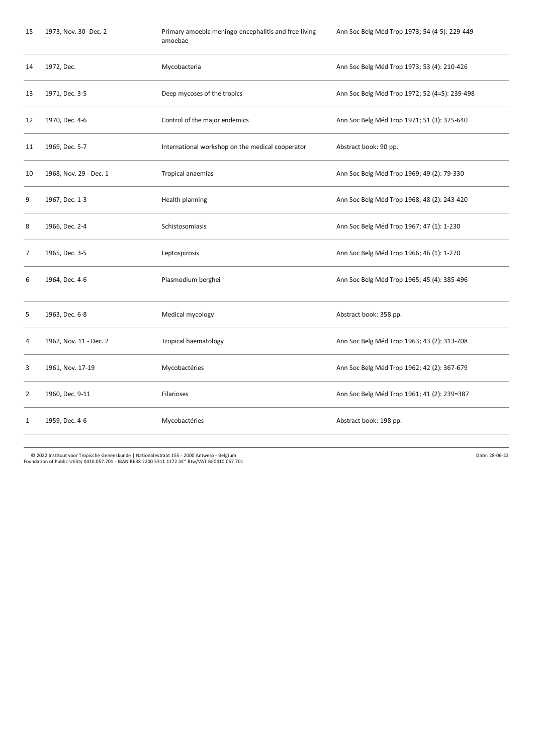| | | | |
|---|---|---|---|
| 15 | 1973, Nov. 30- Dec. 2 | Primary amoebic meningo-encephalitis and free-living amoebae | Ann Soc Belg Méd Trop 1973; 54 (4-5): 229-449 |
| 14 | 1972, Dec. | Mycobacteria | Ann Soc Belg Méd Trop 1973; 53 (4): 210-426 |
| 13 | 1971, Dec. 3-5 | Deep mycoses of the tropics | Ann Soc Belg Méd Trop 1972; 52 (4=5): 239-498 |
| 12 | 1970, Dec. 4-6 | Control of the major endemics | Ann Soc Belg Méd Trop 1971; 51 (3): 375-640 |
| 11 | 1969, Dec. 5-7 | International workshop on the medical cooperator | Abstract book: 90 pp. |
| 10 | 1968, Nov. 29 - Dec. 1 | Tropical anaemias | Ann Soc Belg Méd Trop 1969; 49 (2): 79-330 |
| 9 | 1967, Dec. 1-3 | Health planning | Ann Soc Belg Méd Trop 1968; 48 (2): 243-420 |
| 8 | 1966, Dec. 2-4 | Schistosomiasis | Ann Soc Belg Méd Trop 1967; 47 (1): 1-230 |
| 7 | 1965, Dec. 3-5 | Leptospirosis | Ann Soc Belg Méd Trop 1966; 46 (1): 1-270 |
| 6 | 1964, Dec. 4-6 | Plasmodium berghei | Ann Soc Belg Méd Trop 1965; 45 (4): 385-496 |
| 5 | 1963, Dec. 6-8 | Medical mycology | Abstract book: 358 pp. |
| 4 | 1962, Nov. 11 - Dec. 2 | Tropical haematology | Ann Soc Belg Méd Trop 1963; 43 (2): 313-708 |
| 3 | 1961, Nov. 17-19 | Mycobactéries | Ann Soc Belg Méd Trop 1962; 42 (2): 367-679 |
| 2 | 1960, Dec. 9-11 | Filarioses | Ann Soc Belg Méd Trop 1961; 41 (2): 239=387 |
| 1 | 1959, Dec. 4-6 | Mycobactéries | Abstract book: 198 pp. |